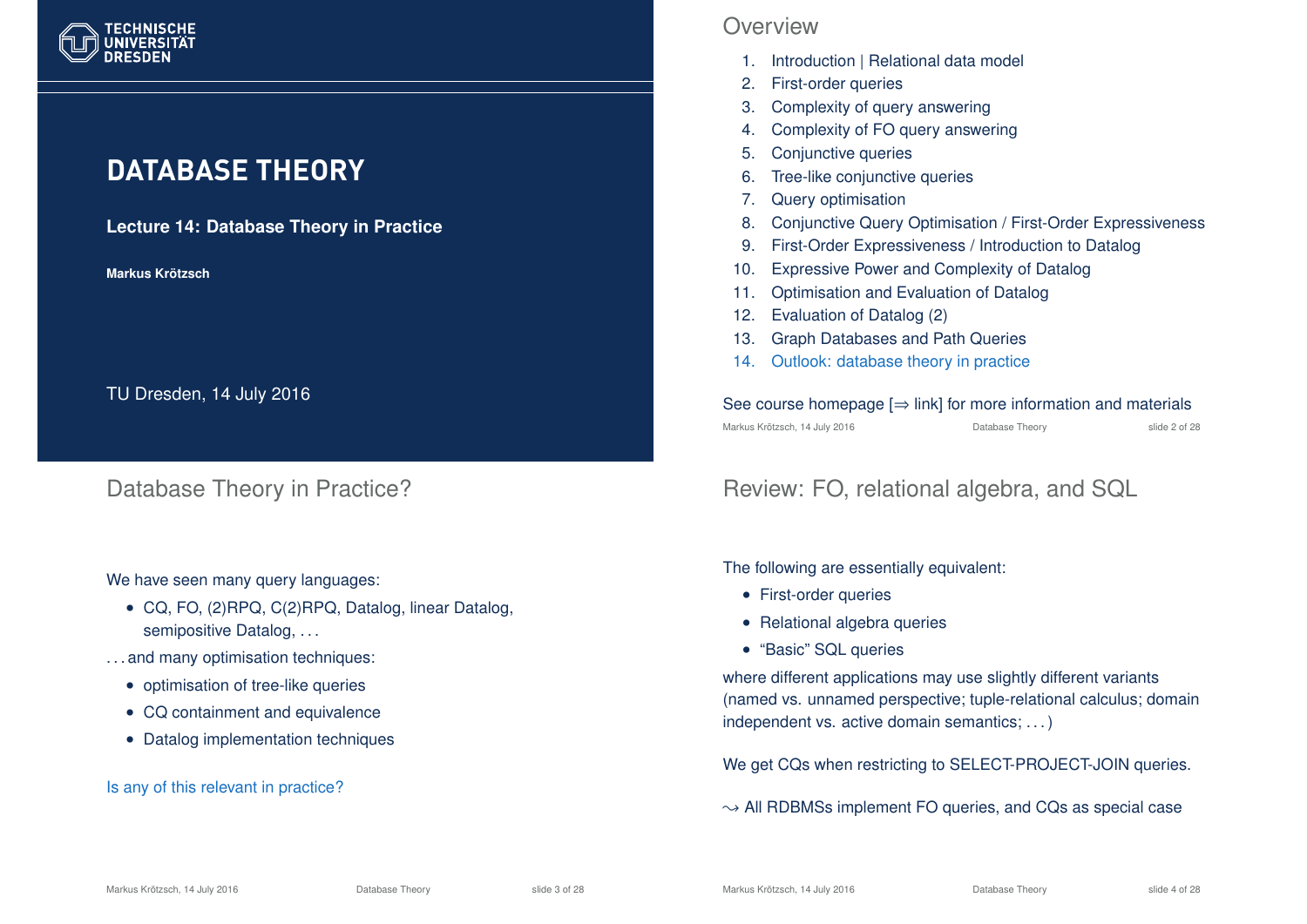# DATABASE THEORY

**Lecture 14: Database Theory in Practice**

**Markus Krötzsch**

TU Dresden, 14 July 2016

## Overview

1. Introduction | Relational data model
2. First-order queries
3. Complexity of query answering
4. Complexity of FO query answering
5. Conjunctive queries
6. Tree-like conjunctive queries
7. Query optimisation
8. Conjunctive Query Optimisation / First-Order Expressiveness
9. First-Order Expressiveness / Introduction to Datalog
10. Expressive Power and Complexity of Datalog
11. Optimisation and Evaluation of Datalog
12. Evaluation of Datalog (2)
13. Graph Databases and Path Queries
14. Outlook: database theory in practice

See course homepage [⇒ link] for more information and materials

## Database Theory in Practice?

We have seen many query languages:

- CQ, FO, (2)RPQ, C(2)RPQ, Datalog, linear Datalog, semipositive Datalog, . . .

. . . and many optimisation techniques:

- optimisation of tree-like queries
- CQ containment and equivalence
- Datalog implementation techniques

Is any of this relevant in practice?

## Review: FO, relational algebra, and SQL

The following are essentially equivalent:

- First-order queries
- Relational algebra queries
- "Basic" SQL queries

where different applications may use slightly different variants (named vs. unnamed perspective; tuple-relational calculus; domain independent vs. active domain semantics; . . . )

We get CQs when restricting to SELECT-PROJECT-JOIN queries.

$\leadsto$ All RDBMSs implement FO queries, and CQs as special case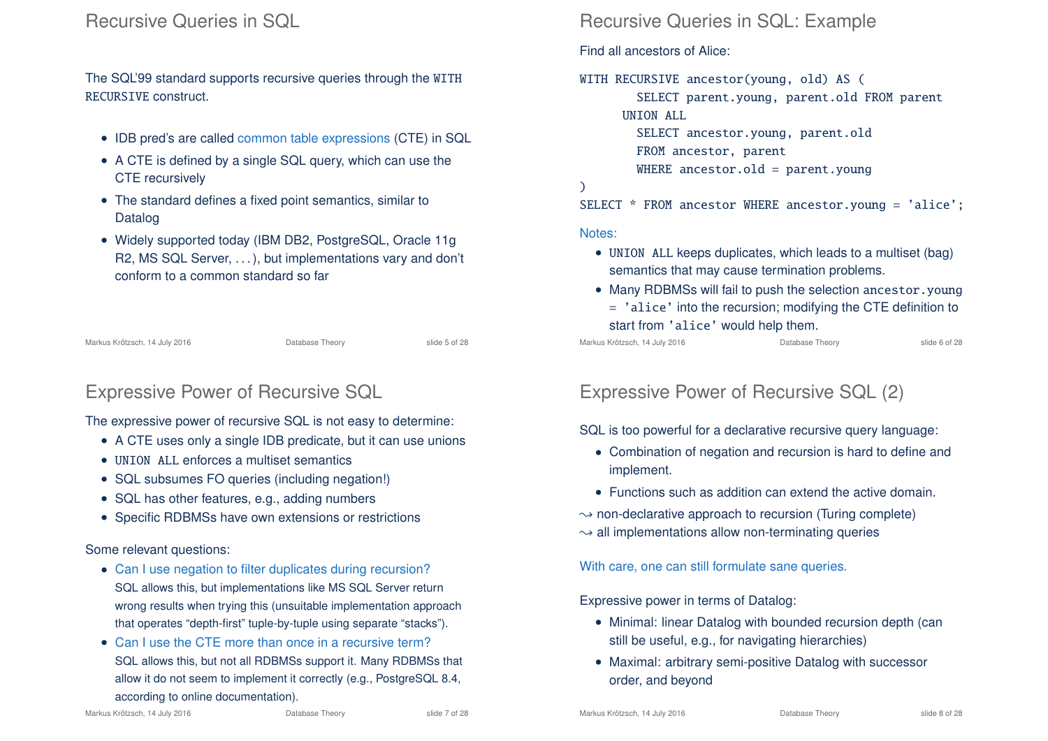## Recursive Queries in SQL

The SQL'99 standard supports recursive queries through the `WITH RECURSIVE` construct.

- IDB pred's are called common table expressions (CTE) in SQL
- A CTE is defined by a single SQL query, which can use the CTE recursively
- The standard defines a fixed point semantics, similar to Datalog
- Widely supported today (IBM DB2, PostgreSQL, Oracle 11g R2, MS SQL Server, ...), but implementations vary and don't conform to a common standard so far

## Recursive Queries in SQL: Example

Find all ancestors of Alice:

```
WITH RECURSIVE ancestor(young, old) AS (
        SELECT parent.young, parent.old FROM parent
      UNION ALL
        SELECT ancestor.young, parent.old
        FROM ancestor, parent
        WHERE ancestor.old = parent.young
)
SELECT * FROM ancestor WHERE ancestor.young = 'alice';
```

Notes:

- `UNION ALL` keeps duplicates, which leads to a multiset (bag) semantics that may cause termination problems.
- Many RDBMSs will fail to push the selection `ancestor.young = 'alice'` into the recursion; modifying the CTE definition to start from `'alice'` would help them.

## Expressive Power of Recursive SQL

The expressive power of recursive SQL is not easy to determine:

- A CTE uses only a single IDB predicate, but it can use unions
- `UNION ALL` enforces a multiset semantics
- SQL subsumes FO queries (including negation!)
- SQL has other features, e.g., adding numbers
- Specific RDBMSs have own extensions or restrictions

Some relevant questions:

- Can I use negation to filter duplicates during recursion?
  SQL allows this, but implementations like MS SQL Server return wrong results when trying this (unsuitable implementation approach that operates "depth-first" tuple-by-tuple using separate "stacks").
- Can I use the CTE more than once in a recursive term?
  SQL allows this, but not all RDBMSs support it. Many RDBMSs that allow it do not seem to implement it correctly (e.g., PostgreSQL 8.4, according to online documentation).

## Expressive Power of Recursive SQL (2)

SQL is too powerful for a declarative recursive query language:

- Combination of negation and recursion is hard to define and implement.
- Functions such as addition can extend the active domain.

$\leadsto$ non-declarative approach to recursion (Turing complete)
$\leadsto$ all implementations allow non-terminating queries

With care, one can still formulate sane queries.

Expressive power in terms of Datalog:

- Minimal: linear Datalog with bounded recursion depth (can still be useful, e.g., for navigating hierarchies)
- Maximal: arbitrary semi-positive Datalog with successor order, and beyond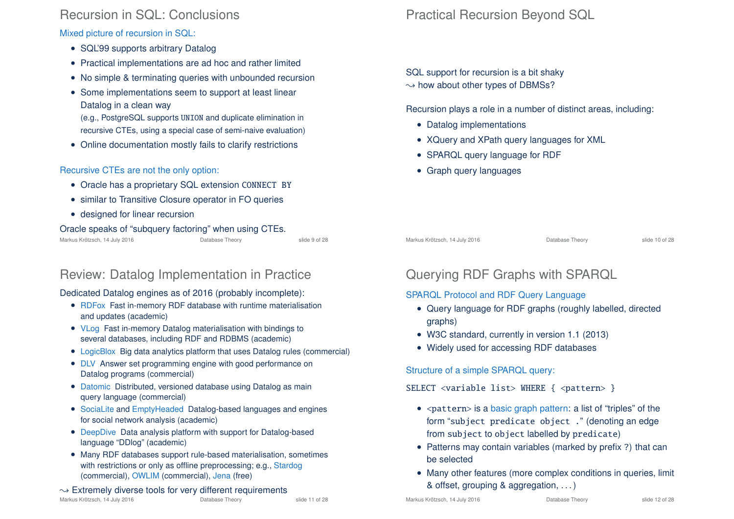# Recursion in SQL: Conclusions

Mixed picture of recursion in SQL:

- SQL'99 supports arbitrary Datalog
- Practical implementations are ad hoc and rather limited
- No simple & terminating queries with unbounded recursion
- Some implementations seem to support at least linear Datalog in a clean way
  (e.g., PostgreSQL supports `UNION` and duplicate elimination in recursive CTEs, using a special case of semi-naive evaluation)
- Online documentation mostly fails to clarify restrictions

Recursive CTEs are not the only option:

- Oracle has a proprietary SQL extension `CONNECT BY`
- similar to Transitive Closure operator in FO queries
- designed for linear recursion

Oracle speaks of "subquery factoring" when using CTEs.

# Practical Recursion Beyond SQL

SQL support for recursion is a bit shaky
⇝ how about other types of DBMSs?

Recursion plays a role in a number of distinct areas, including:

- Datalog implementations
- XQuery and XPath query languages for XML
- SPARQL query language for RDF
- Graph query languages

# Review: Datalog Implementation in Practice

Dedicated Datalog engines as of 2016 (probably incomplete):

- RDFox Fast in-memory RDF database with runtime materialisation and updates (academic)
- VLog Fast in-memory Datalog materialisation with bindings to several databases, including RDF and RDBMS (academic)
- LogicBlox Big data analytics platform that uses Datalog rules (commercial)
- DLV Answer set programming engine with good performance on Datalog programs (commercial)
- Datomic Distributed, versioned database using Datalog as main query language (commercial)
- SociaLite and EmptyHeaded Datalog-based languages and engines for social network analysis (academic)
- DeepDive Data analysis platform with support for Datalog-based language "DDlog" (academic)
- Many RDF databases support rule-based materialisation, sometimes with restrictions or only as offline preprocessing; e.g., Stardog (commercial), OWLIM (commercial), Jena (free)

⇝ Extremely diverse tools for very different requirements

# Querying RDF Graphs with SPARQL

SPARQL Protocol and RDF Query Language

- Query language for RDF graphs (roughly labelled, directed graphs)
- W3C standard, currently in version 1.1 (2013)
- Widely used for accessing RDF databases

Structure of a simple SPARQL query:

```
SELECT <variable list> WHERE { <pattern> }
```

- `<pattern>` is a basic graph pattern: a list of "triples" of the form "`subject predicate object .`" (denoting an edge from `subject` to `object` labelled by `predicate`)
- Patterns may contain variables (marked by prefix `?`) that can be selected
- Many other features (more complex conditions in queries, limit & offset, grouping & aggregation, ...)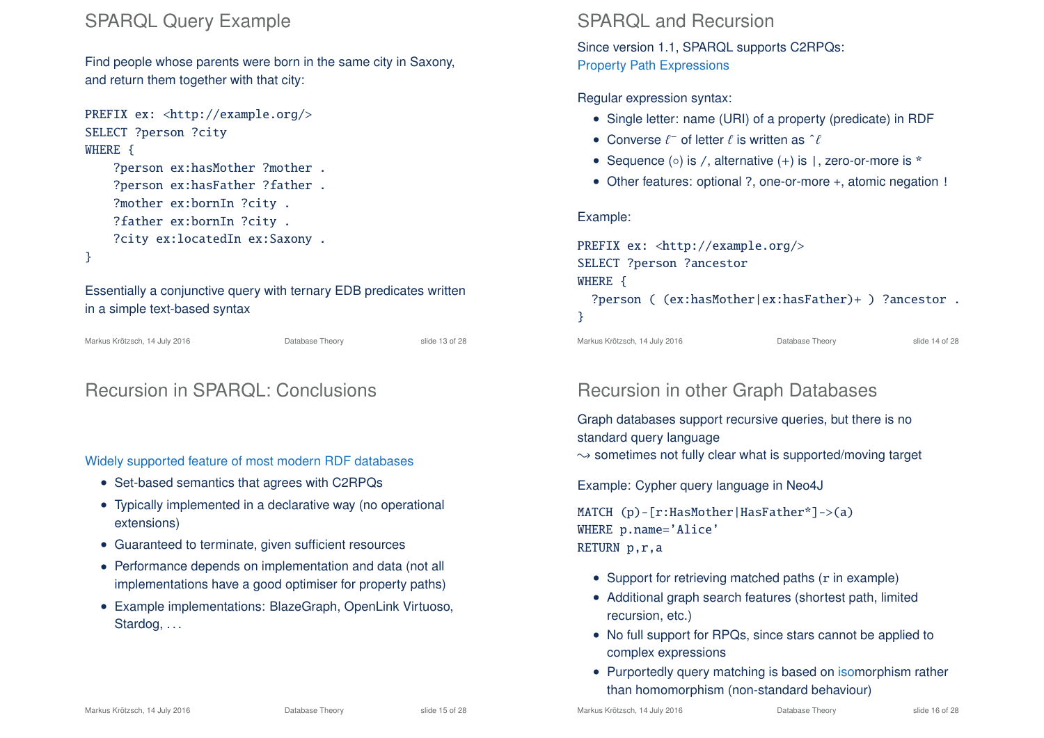## SPARQL Query Example

Find people whose parents were born in the same city in Saxony, and return them together with that city:

```
PREFIX ex: <http://example.org/>
SELECT ?person ?city
WHERE {
    ?person ex:hasMother ?mother .
    ?person ex:hasFather ?father .
    ?mother ex:bornIn ?city .
    ?father ex:bornIn ?city .
    ?city ex:locatedIn ex:Saxony .
}
```

Essentially a conjunctive query with ternary EDB predicates written in a simple text-based syntax

## SPARQL and Recursion

Since version 1.1, SPARQL supports C2RPQs:
Property Path Expressions

Regular expression syntax:

- Single letter: name (URI) of a property (predicate) in RDF
- Converse $\ell^-$ of letter $\ell$ is written as ^$\ell$
- Sequence ($\circ$) is /, alternative ($+$) is |, zero-or-more is *
- Other features: optional ?, one-or-more +, atomic negation !

Example:

```
PREFIX ex: <http://example.org/>
SELECT ?person ?ancestor
WHERE {
  ?person ( (ex:hasMother|ex:hasFather)+ ) ?ancestor .
}
```

## Recursion in SPARQL: Conclusions

Widely supported feature of most modern RDF databases

- Set-based semantics that agrees with C2RPQs
- Typically implemented in a declarative way (no operational extensions)
- Guaranteed to terminate, given sufficient resources
- Performance depends on implementation and data (not all implementations have a good optimiser for property paths)
- Example implementations: BlazeGraph, OpenLink Virtuoso, Stardog, ...

## Recursion in other Graph Databases

Graph databases support recursive queries, but there is no standard query language
$\leadsto$ sometimes not fully clear what is supported/moving target

Example: Cypher query language in Neo4J

```
MATCH (p)-[r:HasMother|HasFather*]->(a)
WHERE p.name='Alice'
RETURN p,r,a
```

- Support for retrieving matched paths (r in example)
- Additional graph search features (shortest path, limited recursion, etc.)
- No full support for RPQs, since stars cannot be applied to complex expressions
- Purportedly query matching is based on isomorphism rather than homomorphism (non-standard behaviour)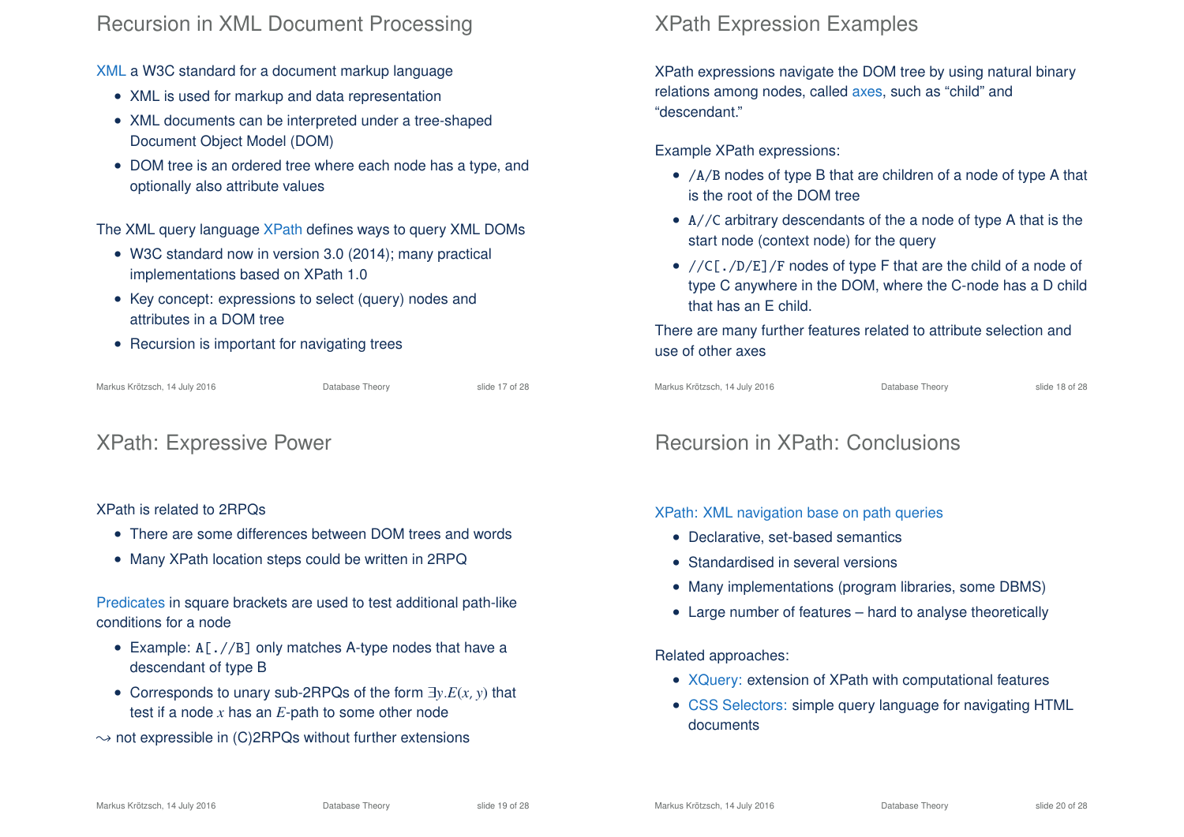## Recursion in XML Document Processing

XML a W3C standard for a document markup language

- XML is used for markup and data representation
- XML documents can be interpreted under a tree-shaped Document Object Model (DOM)
- DOM tree is an ordered tree where each node has a type, and optionally also attribute values

The XML query language XPath defines ways to query XML DOMs

- W3C standard now in version 3.0 (2014); many practical implementations based on XPath 1.0
- Key concept: expressions to select (query) nodes and attributes in a DOM tree
- Recursion is important for navigating trees

## XPath Expression Examples

XPath expressions navigate the DOM tree by using natural binary relations among nodes, called axes, such as "child" and "descendant."

Example XPath expressions:

- `/A/B` nodes of type B that are children of a node of type A that is the root of the DOM tree
- `A//C` arbitrary descendants of the a node of type A that is the start node (context node) for the query
- `//C[./D/E]/F` nodes of type F that are the child of a node of type C anywhere in the DOM, where the C-node has a D child that has an E child.

There are many further features related to attribute selection and use of other axes

## XPath: Expressive Power

XPath is related to 2RPQs

- There are some differences between DOM trees and words
- Many XPath location steps could be written in 2RPQ

Predicates in square brackets are used to test additional path-like conditions for a node

- Example: `A[.//B]` only matches A-type nodes that have a descendant of type B
- Corresponds to unary sub-2RPQs of the form $\exists y.E(x, y)$ that test if a node $x$ has an $E$-path to some other node

$\leadsto$ not expressible in (C)2RPQs without further extensions

## Recursion in XPath: Conclusions

XPath: XML navigation base on path queries

- Declarative, set-based semantics
- Standardised in several versions
- Many implementations (program libraries, some DBMS)
- Large number of features – hard to analyse theoretically

Related approaches:

- XQuery: extension of XPath with computational features
- CSS Selectors: simple query language for navigating HTML documents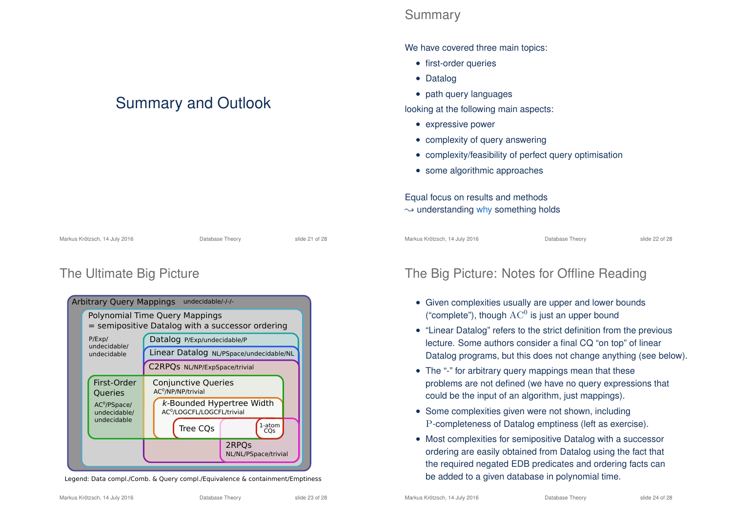# Summary and Outlook

## Summary

We have covered three main topics:

- first-order queries
- Datalog
- path query languages

looking at the following main aspects:

- expressive power
- complexity of query answering
- complexity/feasibility of perfect query optimisation
- some algorithmic approaches

Equal focus on results and methods
$\leadsto$ understanding why something holds

## The Ultimate Big Picture

- Arbitrary Query Mappings — undecidable/-/-/-
  - Polynomial Time Query Mappings = semipositive Datalog with a successor ordering — P/Exp/undecidable/undecidable
    - Datalog — P/Exp/undecidable/P
      - Linear Datalog — NL/PSpace/undecidable/NL
        - C2RPQs — NL/NP/ExpSpace/trivial
    - First-Order Queries — $AC^0$/PSpace/undecidable/undecidable
    - Conjunctive Queries — $AC^0$/NP/NP/trivial
      - $k$-Bounded Hypertree Width — $AC^0$/LOGCFL/LOGCFL/trivial
        - Tree CQs
        - 1-atom CQs
    - 2RPQs — NL/NL/PSpace/trivial

Legend: Data compl./Comb. & Query compl./Equivalence & containment/Emptiness

## The Big Picture: Notes for Offline Reading

- Given complexities usually are upper and lower bounds ("complete"), though $AC^0$ is just an upper bound
- "Linear Datalog" refers to the strict definition from the previous lecture. Some authors consider a final CQ "on top" of linear Datalog programs, but this does not change anything (see below).
- The "-" for arbitrary query mappings mean that these problems are not defined (we have no query expressions that could be the input of an algorithm, just mappings).
- Some complexities given were not shown, including $\mathrm{P}$-completeness of Datalog emptiness (left as exercise).
- Most complexities for semipositive Datalog with a successor ordering are easily obtained from Datalog using the fact that the required negated EDB predicates and ordering facts can be added to a given database in polynomial time.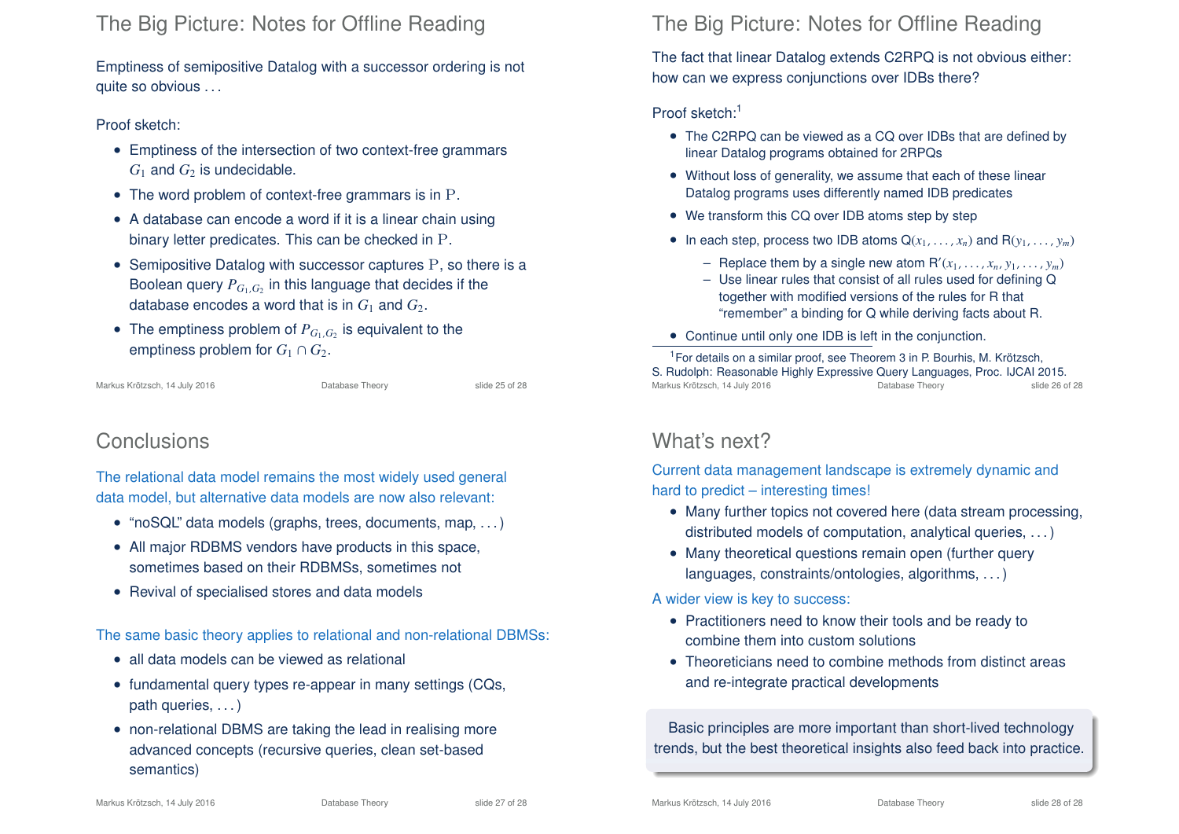# The Big Picture: Notes for Offline Reading

Emptiness of semipositive Datalog with a successor ordering is not quite so obvious . . .

Proof sketch:

- Emptiness of the intersection of two context-free grammars $G_1$ and $G_2$ is undecidable.
- The word problem of context-free grammars is in $\mathrm{P}$.
- A database can encode a word if it is a linear chain using binary letter predicates. This can be checked in $\mathrm{P}$.
- Semipositive Datalog with successor captures $\mathrm{P}$, so there is a Boolean query $P_{G_1,G_2}$ in this language that decides if the database encodes a word that is in $G_1$ and $G_2$.
- The emptiness problem of $P_{G_1,G_2}$ is equivalent to the emptiness problem for $G_1 \cap G_2$.

# The Big Picture: Notes for Offline Reading

The fact that linear Datalog extends C2RPQ is not obvious either: how can we express conjunctions over IDBs there?

Proof sketch:[1]

- The C2RPQ can be viewed as a CQ over IDBs that are defined by linear Datalog programs obtained for 2RPQs
- Without loss of generality, we assume that each of these linear Datalog programs uses differently named IDB predicates
- We transform this CQ over IDB atoms step by step
- In each step, process two IDB atoms $\mathrm{Q}(x_1, \ldots, x_n)$ and $\mathrm{R}(y_1, \ldots, y_m)$
  - Replace them by a single new atom $\mathrm{R}'(x_1, \ldots, x_n, y_1, \ldots, y_m)$
  - Use linear rules that consist of all rules used for defining Q together with modified versions of the rules for R that "remember" a binding for Q while deriving facts about R.
- Continue until only one IDB is left in the conjunction.

[1] For details on a similar proof, see Theorem 3 in P. Bourhis, M. Krötzsch, S. Rudolph: Reasonable Highly Expressive Query Languages, Proc. IJCAI 2015.

# Conclusions

The relational data model remains the most widely used general data model, but alternative data models are now also relevant:

- "noSQL" data models (graphs, trees, documents, map, . . . )
- All major RDBMS vendors have products in this space, sometimes based on their RDBMSs, sometimes not
- Revival of specialised stores and data models

The same basic theory applies to relational and non-relational DBMSs:

- all data models can be viewed as relational
- fundamental query types re-appear in many settings (CQs, path queries, . . . )
- non-relational DBMS are taking the lead in realising more advanced concepts (recursive queries, clean set-based semantics)

# What's next?

Current data management landscape is extremely dynamic and hard to predict – interesting times!

- Many further topics not covered here (data stream processing, distributed models of computation, analytical queries, . . . )
- Many theoretical questions remain open (further query languages, constraints/ontologies, algorithms, . . . )

A wider view is key to success:

- Practitioners need to know their tools and be ready to combine them into custom solutions
- Theoreticians need to combine methods from distinct areas and re-integrate practical developments

Basic principles are more important than short-lived technology trends, but the best theoretical insights also feed back into practice.